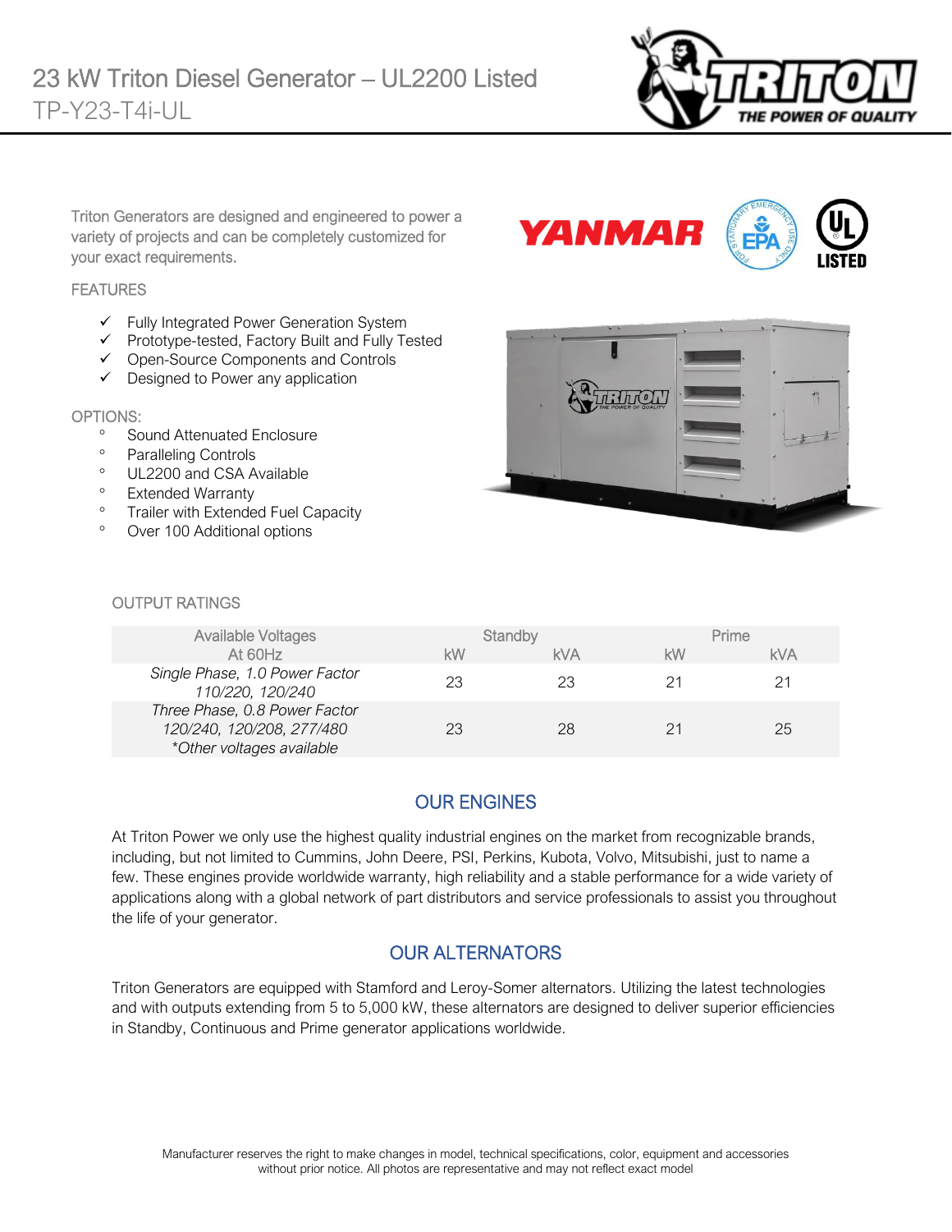# 23 kW Triton Diesel Generator – UL2200 Listed

TP-Y23-T4i-UL

Triton Generators are designed and engineered to power a variety of projects and can be completely customized for your exact requirements.

## FEATURES

- ✓ Fully Integrated Power Generation System
- ✓ Prototype-tested, Factory Built and Fully Tested
- ✓ Open-Source Components and Controls
- ✓ Designed to Power any application

## OPTIONS:

- Sound Attenuated Enclosure
- Paralleling Controls
- UL2200 and CSA Available
- Extended Warranty
- Trailer with Extended Fuel Capacity
- Over 100 Additional options

## OUTPUT RATINGS

| Available Voltages At 60Hz | Standby | | Prime | |
|---|---|---|---|---|
| | kW | kVA | kW | kVA |
| *Single Phase, 1.0 Power Factor 110/220, 120/240* | 23 | 23 | 21 | 21 |
| *Three Phase, 0.8 Power Factor 120/240, 120/208, 277/480 *Other voltages available* | 23 | 28 | 21 | 25 |

## OUR ENGINES

At Triton Power we only use the highest quality industrial engines on the market from recognizable brands, including, but not limited to Cummins, John Deere, PSI, Perkins, Kubota, Volvo, Mitsubishi, just to name a few. These engines provide worldwide warranty, high reliability and a stable performance for a wide variety of applications along with a global network of part distributors and service professionals to assist you throughout the life of your generator.

## OUR ALTERNATORS

Triton Generators are equipped with Stamford and Leroy-Somer alternators. Utilizing the latest technologies and with outputs extending from 5 to 5,000 kW, these alternators are designed to deliver superior efficiencies in Standby, Continuous and Prime generator applications worldwide.

Manufacturer reserves the right to make changes in model, technical specifications, color, equipment and accessories without prior notice. All photos are representative and may not reflect exact model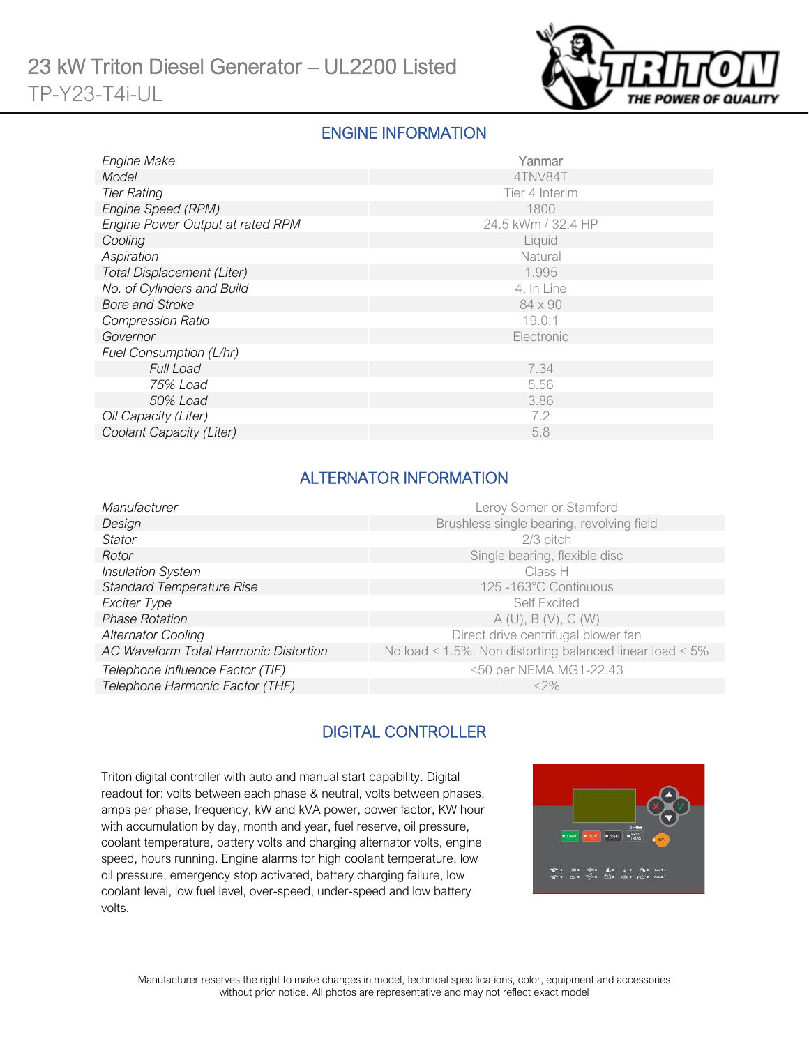# 23 kW Triton Diesel Generator – UL2200 Listed

TP-Y23-T4i-UL

## ENGINE INFORMATION

| | |
|---|---|
| *Engine Make* | Yanmar |
| *Model* | 4TNV84T |
| *Tier Rating* | Tier 4 Interim |
| *Engine Speed (RPM)* | 1800 |
| *Engine Power Output at rated RPM* | 24.5 kWm / 32.4 HP |
| *Cooling* | Liquid |
| *Aspiration* | Natural |
| *Total Displacement (Liter)* | 1.995 |
| *No. of Cylinders and Build* | 4, In Line |
| *Bore and Stroke* | 84 x 90 |
| *Compression Ratio* | 19.0:1 |
| *Governor* | Electronic |
| *Fuel Consumption (L/hr)* | |
| *Full Load* | 7.34 |
| *75% Load* | 5.56 |
| *50% Load* | 3.86 |
| *Oil Capacity (Liter)* | 7.2 |
| *Coolant Capacity (Liter)* | 5.8 |

## ALTERNATOR INFORMATION

| | |
|---|---|
| *Manufacturer* | Leroy Somer or Stamford |
| *Design* | Brushless single bearing, revolving field |
| *Stator* | 2/3 pitch |
| *Rotor* | Single bearing, flexible disc |
| *Insulation System* | Class H |
| *Standard Temperature Rise* | 125 -163°C Continuous |
| *Exciter Type* | Self Excited |
| *Phase Rotation* | A (U), B (V), C (W) |
| *Alternator Cooling* | Direct drive centrifugal blower fan |
| *AC Waveform Total Harmonic Distortion* | No load < 1.5%. Non distorting balanced linear load < 5% |
| *Telephone Influence Factor (TIF)* | <50 per NEMA MG1-22.43 |
| *Telephone Harmonic Factor (THF)* | <2% |

## DIGITAL CONTROLLER

Triton digital controller with auto and manual start capability. Digital readout for: volts between each phase & neutral, volts between phases, amps per phase, frequency, kW and kVA power, power factor, KW hour with accumulation by day, month and year, fuel reserve, oil pressure, coolant temperature, battery volts and charging alternator volts, engine speed, hours running. Engine alarms for high coolant temperature, low oil pressure, emergency stop activated, battery charging failure, low coolant level, low fuel level, over-speed, under-speed and low battery volts.

Manufacturer reserves the right to make changes in model, technical specifications, color, equipment and accessories without prior notice. All photos are representative and may not reflect exact model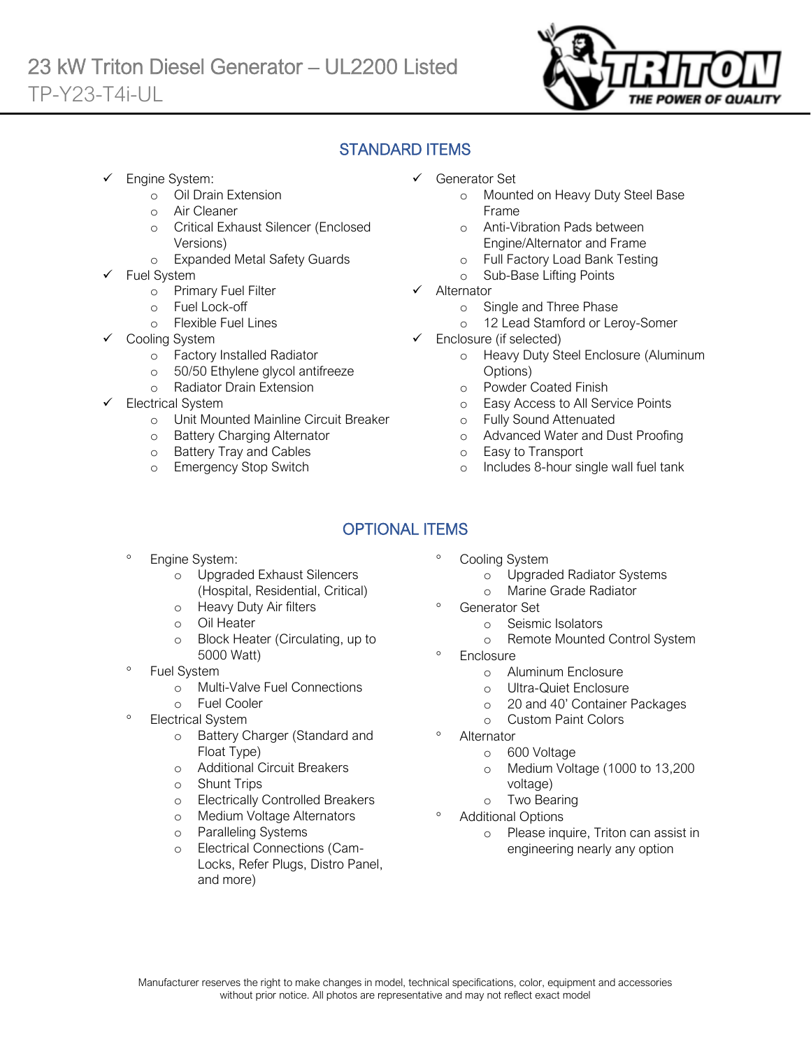# 23 kW Triton Diesel Generator – UL2200 Listed

TP-Y23-T4i-UL

## STANDARD ITEMS

- Engine System:
  - Oil Drain Extension
  - Air Cleaner
  - Critical Exhaust Silencer (Enclosed Versions)
  - Expanded Metal Safety Guards
- Fuel System
  - Primary Fuel Filter
  - Fuel Lock-off
  - Flexible Fuel Lines
- Cooling System
  - Factory Installed Radiator
  - 50/50 Ethylene glycol antifreeze
  - Radiator Drain Extension
- Electrical System
  - Unit Mounted Mainline Circuit Breaker
  - Battery Charging Alternator
  - Battery Tray and Cables
  - Emergency Stop Switch
- Generator Set
  - Mounted on Heavy Duty Steel Base Frame
  - Anti-Vibration Pads between Engine/Alternator and Frame
  - Full Factory Load Bank Testing
  - Sub-Base Lifting Points
- Alternator
  - Single and Three Phase
  - 12 Lead Stamford or Leroy-Somer
- Enclosure (if selected)
  - Heavy Duty Steel Enclosure (Aluminum Options)
  - Powder Coated Finish
  - Easy Access to All Service Points
  - Fully Sound Attenuated
  - Advanced Water and Dust Proofing
  - Easy to Transport
  - Includes 8-hour single wall fuel tank

## OPTIONAL ITEMS

- Engine System:
  - Upgraded Exhaust Silencers (Hospital, Residential, Critical)
  - Heavy Duty Air filters
  - Oil Heater
  - Block Heater (Circulating, up to 5000 Watt)
- Fuel System
  - Multi-Valve Fuel Connections
  - Fuel Cooler
- Electrical System
  - Battery Charger (Standard and Float Type)
  - Additional Circuit Breakers
  - Shunt Trips
  - Electrically Controlled Breakers
  - Medium Voltage Alternators
  - Paralleling Systems
  - Electrical Connections (Cam-Locks, Refer Plugs, Distro Panel, and more)
- Cooling System
  - Upgraded Radiator Systems
  - Marine Grade Radiator
- Generator Set
  - Seismic Isolators
  - Remote Mounted Control System
- Enclosure
  - Aluminum Enclosure
  - Ultra-Quiet Enclosure
  - 20 and 40' Container Packages
  - Custom Paint Colors
- Alternator
  - 600 Voltage
  - Medium Voltage (1000 to 13,200 voltage)
  - Two Bearing
- Additional Options
  - Please inquire, Triton can assist in engineering nearly any option

Manufacturer reserves the right to make changes in model, technical specifications, color, equipment and accessories without prior notice. All photos are representative and may not reflect exact model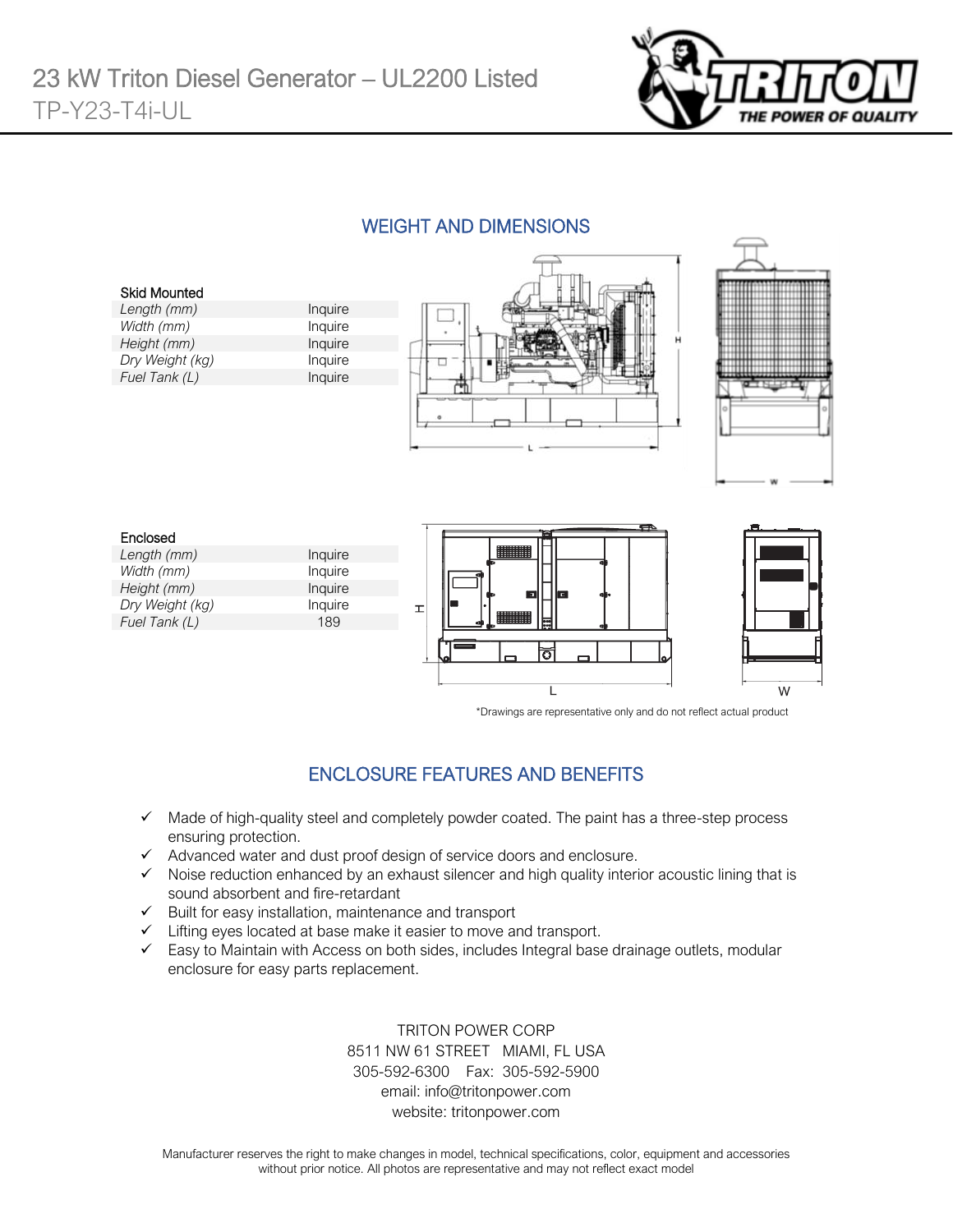# 23 kW Triton Diesel Generator – UL2200 Listed

TP-Y23-T4i-UL

## WEIGHT AND DIMENSIONS

| Skid Mounted | |
|---|---|
| *Length (mm)* | Inquire |
| *Width (mm)* | Inquire |
| *Height (mm)* | Inquire |
| *Dry Weight (kg)* | Inquire |
| *Fuel Tank (L)* | Inquire |

H

L

W

| Enclosed | |
|---|---|
| *Length (mm)* | Inquire |
| *Width (mm)* | Inquire |
| *Height (mm)* | Inquire |
| *Dry Weight (kg)* | Inquire |
| *Fuel Tank (L)* | 189 |

H

L

W

*Drawings are representative only and do not reflect actual product

## ENCLOSURE FEATURES AND BENEFITS

- ✓ Made of high-quality steel and completely powder coated. The paint has a three-step process ensuring protection.
- ✓ Advanced water and dust proof design of service doors and enclosure.
- ✓ Noise reduction enhanced by an exhaust silencer and high quality interior acoustic lining that is sound absorbent and fire-retardant
- ✓ Built for easy installation, maintenance and transport
- ✓ Lifting eyes located at base make it easier to move and transport.
- ✓ Easy to Maintain with Access on both sides, includes Integral base drainage outlets, modular enclosure for easy parts replacement.

TRITON POWER CORP
8511 NW 61 STREET MIAMI, FL USA
305-592-6300 Fax: 305-592-5900
email: info@tritonpower.com
website: tritonpower.com

Manufacturer reserves the right to make changes in model, technical specifications, color, equipment and accessories without prior notice. All photos are representative and may not reflect exact model